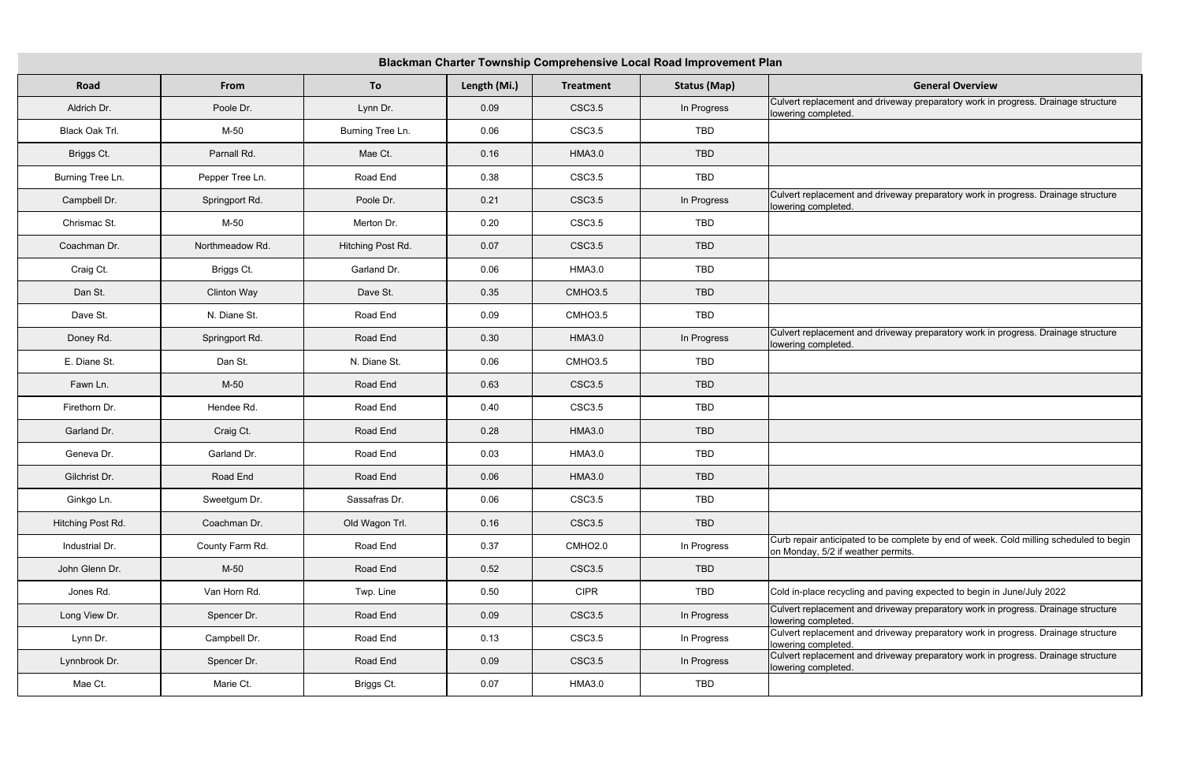# Blackman Charter Township Comprehensive Local Road Improvement Plan

| Road | From | To | Length (Mi.) | Treatment | Status (Map) | General Overview |
|---|---|---|---|---|---|---|
| Aldrich Dr. | Poole Dr. | Lynn Dr. | 0.09 | CSC3.5 | In Progress | Culvert replacement and driveway preparatory work in progress. Drainage structure lowering completed. |
| Black Oak Trl. | M-50 | Burning Tree Ln. | 0.06 | CSC3.5 | TBD | |
| Briggs Ct. | Parnall Rd. | Mae Ct. | 0.16 | HMA3.0 | TBD | |
| Burning Tree Ln. | Pepper Tree Ln. | Road End | 0.38 | CSC3.5 | TBD | |
| Campbell Dr. | Springport Rd. | Poole Dr. | 0.21 | CSC3.5 | In Progress | Culvert replacement and driveway preparatory work in progress. Drainage structure lowering completed. |
| Chrismac St. | M-50 | Merton Dr. | 0.20 | CSC3.5 | TBD | |
| Coachman Dr. | Northmeadow Rd. | Hitching Post Rd. | 0.07 | CSC3.5 | TBD | |
| Craig Ct. | Briggs Ct. | Garland Dr. | 0.06 | HMA3.0 | TBD | |
| Dan St. | Clinton Way | Dave St. | 0.35 | CMHO3.5 | TBD | |
| Dave St. | N. Diane St. | Road End | 0.09 | CMHO3.5 | TBD | |
| Doney Rd. | Springport Rd. | Road End | 0.30 | HMA3.0 | In Progress | Culvert replacement and driveway preparatory work in progress. Drainage structure lowering completed. |
| E. Diane St. | Dan St. | N. Diane St. | 0.06 | CMHO3.5 | TBD | |
| Fawn Ln. | M-50 | Road End | 0.63 | CSC3.5 | TBD | |
| Firethorn Dr. | Hendee Rd. | Road End | 0.40 | CSC3.5 | TBD | |
| Garland Dr. | Craig Ct. | Road End | 0.28 | HMA3.0 | TBD | |
| Geneva Dr. | Garland Dr. | Road End | 0.03 | HMA3.0 | TBD | |
| Gilchrist Dr. | Road End | Road End | 0.06 | HMA3.0 | TBD | |
| Ginkgo Ln. | Sweetgum Dr. | Sassafras Dr. | 0.06 | CSC3.5 | TBD | |
| Hitching Post Rd. | Coachman Dr. | Old Wagon Trl. | 0.16 | CSC3.5 | TBD | |
| Industrial Dr. | County Farm Rd. | Road End | 0.37 | CMHO2.0 | In Progress | Curb repair anticipated to be complete by end of week. Cold milling scheduled to begin on Monday, 5/2 if weather permits. |
| John Glenn Dr. | M-50 | Road End | 0.52 | CSC3.5 | TBD | |
| Jones Rd. | Van Horn Rd. | Twp. Line | 0.50 | CIPR | TBD | Cold in-place recycling and paving expected to begin in June/July 2022 |
| Long View Dr. | Spencer Dr. | Road End | 0.09 | CSC3.5 | In Progress | Culvert replacement and driveway preparatory work in progress. Drainage structure lowering completed. |
| Lynn Dr. | Campbell Dr. | Road End | 0.13 | CSC3.5 | In Progress | Culvert replacement and driveway preparatory work in progress. Drainage structure lowering completed. |
| Lynnbrook Dr. | Spencer Dr. | Road End | 0.09 | CSC3.5 | In Progress | Culvert replacement and driveway preparatory work in progress. Drainage structure lowering completed. |
| Mae Ct. | Marie Ct. | Briggs Ct. | 0.07 | HMA3.0 | TBD | |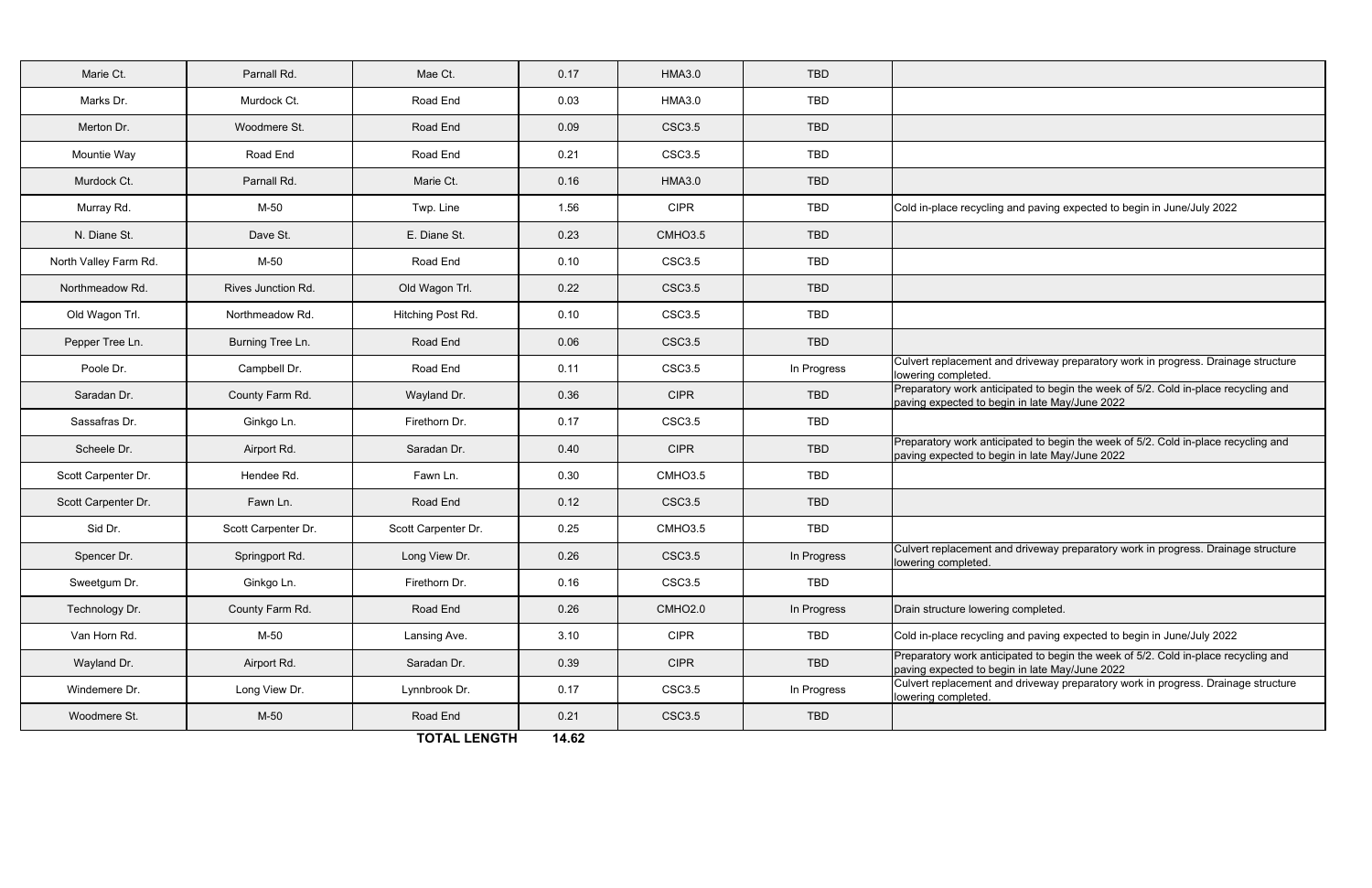| | | | | | | |
|---|---|---|---|---|---|---|
| Marie Ct. | Parnall Rd. | Mae Ct. | 0.17 | HMA3.0 | TBD | |
| Marks Dr. | Murdock Ct. | Road End | 0.03 | HMA3.0 | TBD | |
| Merton Dr. | Woodmere St. | Road End | 0.09 | CSC3.5 | TBD | |
| Mountie Way | Road End | Road End | 0.21 | CSC3.5 | TBD | |
| Murdock Ct. | Parnall Rd. | Marie Ct. | 0.16 | HMA3.0 | TBD | |
| Murray Rd. | M-50 | Twp. Line | 1.56 | CIPR | TBD | Cold in-place recycling and paving expected to begin in June/July 2022 |
| N. Diane St. | Dave St. | E. Diane St. | 0.23 | CMHO3.5 | TBD | |
| North Valley Farm Rd. | M-50 | Road End | 0.10 | CSC3.5 | TBD | |
| Northmeadow Rd. | Rives Junction Rd. | Old Wagon Trl. | 0.22 | CSC3.5 | TBD | |
| Old Wagon Trl. | Northmeadow Rd. | Hitching Post Rd. | 0.10 | CSC3.5 | TBD | |
| Pepper Tree Ln. | Burning Tree Ln. | Road End | 0.06 | CSC3.5 | TBD | |
| Poole Dr. | Campbell Dr. | Road End | 0.11 | CSC3.5 | In Progress | Culvert replacement and driveway preparatory work in progress. Drainage structure lowering completed. |
| Saradan Dr. | County Farm Rd. | Wayland Dr. | 0.36 | CIPR | TBD | Preparatory work anticipated to begin the week of 5/2. Cold in-place recycling and paving expected to begin in late May/June 2022 |
| Sassafras Dr. | Ginkgo Ln. | Firethorn Dr. | 0.17 | CSC3.5 | TBD | |
| Scheele Dr. | Airport Rd. | Saradan Dr. | 0.40 | CIPR | TBD | Preparatory work anticipated to begin the week of 5/2. Cold in-place recycling and paving expected to begin in late May/June 2022 |
| Scott Carpenter Dr. | Hendee Rd. | Fawn Ln. | 0.30 | CMHO3.5 | TBD | |
| Scott Carpenter Dr. | Fawn Ln. | Road End | 0.12 | CSC3.5 | TBD | |
| Sid Dr. | Scott Carpenter Dr. | Scott Carpenter Dr. | 0.25 | CMHO3.5 | TBD | |
| Spencer Dr. | Springport Rd. | Long View Dr. | 0.26 | CSC3.5 | In Progress | Culvert replacement and driveway preparatory work in progress. Drainage structure lowering completed. |
| Sweetgum Dr. | Ginkgo Ln. | Firethorn Dr. | 0.16 | CSC3.5 | TBD | |
| Technology Dr. | County Farm Rd. | Road End | 0.26 | CMHO2.0 | In Progress | Drain structure lowering completed. |
| Van Horn Rd. | M-50 | Lansing Ave. | 3.10 | CIPR | TBD | Cold in-place recycling and paving expected to begin in June/July 2022 |
| Wayland Dr. | Airport Rd. | Saradan Dr. | 0.39 | CIPR | TBD | Preparatory work anticipated to begin the week of 5/2. Cold in-place recycling and paving expected to begin in late May/June 2022 |
| Windemere Dr. | Long View Dr. | Lynnbrook Dr. | 0.17 | CSC3.5 | In Progress | Culvert replacement and driveway preparatory work in progress. Drainage structure lowering completed. |
| Woodmere St. | M-50 | Road End | 0.21 | CSC3.5 | TBD | |
| | | **TOTAL LENGTH** | **14.62** | | | |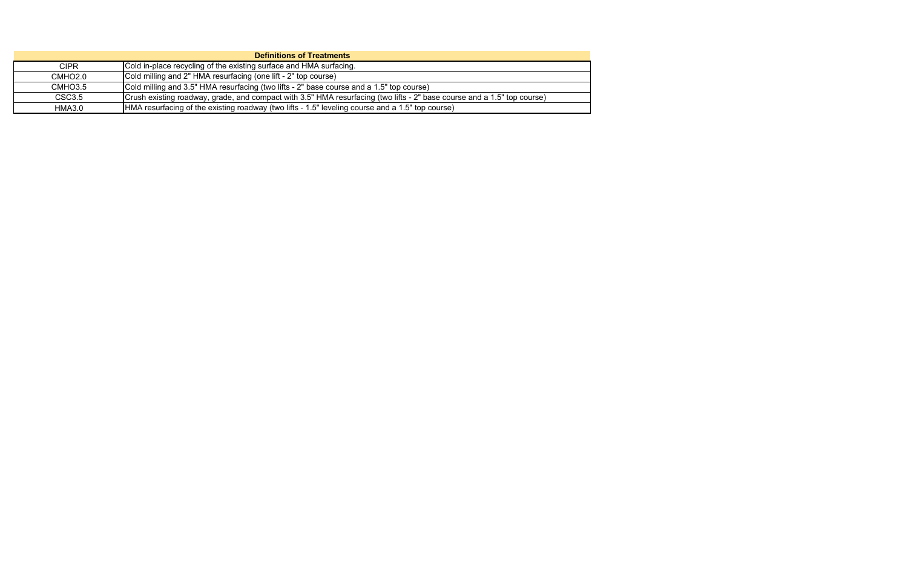| Definitions of Treatments | |
|---|---|
| CIPR | Cold in-place recycling of the existing surface and HMA surfacing. |
| CMHO2.0 | Cold milling and 2" HMA resurfacing (one lift - 2" top course) |
| CMHO3.5 | Cold milling and 3.5" HMA resurfacing (two lifts - 2" base course and a 1.5" top course) |
| CSC3.5 | Crush existing roadway, grade, and compact with 3.5" HMA resurfacing (two lifts - 2" base course and a 1.5" top course) |
| HMA3.0 | HMA resurfacing of the existing roadway (two lifts - 1.5" leveling course and a 1.5" top course) |